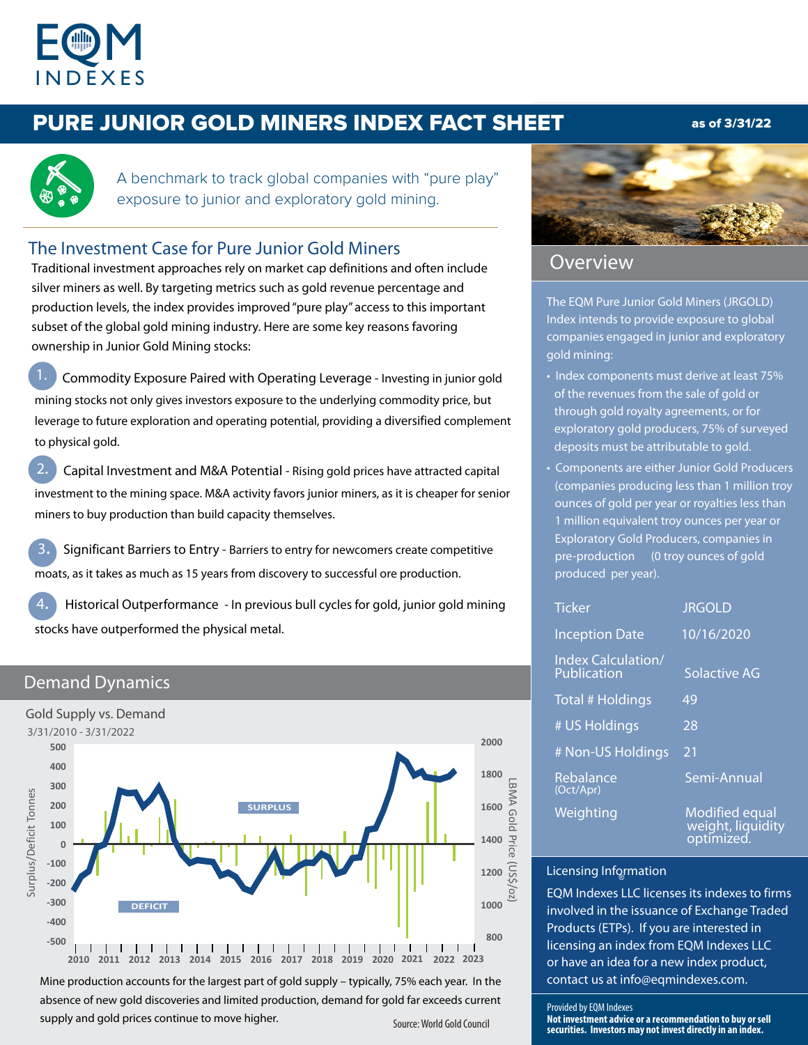# PURE JUNIOR GOLD MINERS INDEX FACT SHEET

as of 3/31/22

A benchmark to track global companies with "pure play" exposure to junior and exploratory gold mining.

## The Investment Case for Pure Junior Gold Miners

Traditional investment approaches rely on market cap definitions and often include silver miners as well. By targeting metrics such as gold revenue percentage and production levels, the index provides improved "pure play" access to this important subset of the global gold mining industry. Here are some key reasons favoring ownership in Junior Gold Mining stocks:

1. Commodity Exposure Paired with Operating Leverage - Investing in junior gold mining stocks not only gives investors exposure to the underlying commodity price, but leverage to future exploration and operating potential, providing a diversified complement to physical gold.

2. Capital Investment and M&A Potential - Rising gold prices have attracted capital investment to the mining space. M&A activity favors junior miners, as it is cheaper for senior miners to buy production than build capacity themselves.

3. Significant Barriers to Entry - Barriers to entry for newcomers create competitive moats, as it takes as much as 15 years from discovery to successful ore production.

4. Historical Outperformance - In previous bull cycles for gold, junior gold mining stocks have outperformed the physical metal.

## Demand Dynamics

Gold Supply vs. Demand

3/31/2010 - 3/31/2022

Mine production accounts for the largest part of gold supply – typically, 75% each year. In the absence of new gold discoveries and limited production, demand for gold far exceeds current supply and gold prices continue to move higher.

Source: World Gold Council

## Overview

The EQM Pure Junior Gold Miners (JRGOLD) Index intends to provide exposure to global companies engaged in junior and exploratory gold mining:

- Index components must derive at least 75% of the revenues from the sale of gold or through gold royalty agreements, or for exploratory gold producers, 75% of surveyed deposits must be attributable to gold.
- Components are either Junior Gold Producers (companies producing less than 1 million troy ounces of gold per year or royalties less than 1 million equivalent troy ounces per year or Exploratory Gold Producers, companies in pre-production (0 troy ounces of gold produced per year).

| | |
|---|---|
| Ticker | JRGOLD |
| Inception Date | 10/16/2020 |
| Index Calculation/ Publication | Solactive AG |
| Total # Holdings | 49 |
| # US Holdings | 28 |
| # Non-US Holdings | 21 |
| Rebalance (Oct/Apr) | Semi-Annual |
| Weighting | Modified equal weight, liquidity optimized. |

### Licensing Information

EQM Indexes LLC licenses its indexes to firms involved in the issuance of Exchange Traded Products (ETPs). If you are interested in licensing an index from EQM Indexes LLC or have an idea for a new index product, contact us at info@eqmindexes.com.

Provided by EQM Indexes

**Not investment advice or a recommendation to buy or sell securities. Investors may not invest directly in an index.**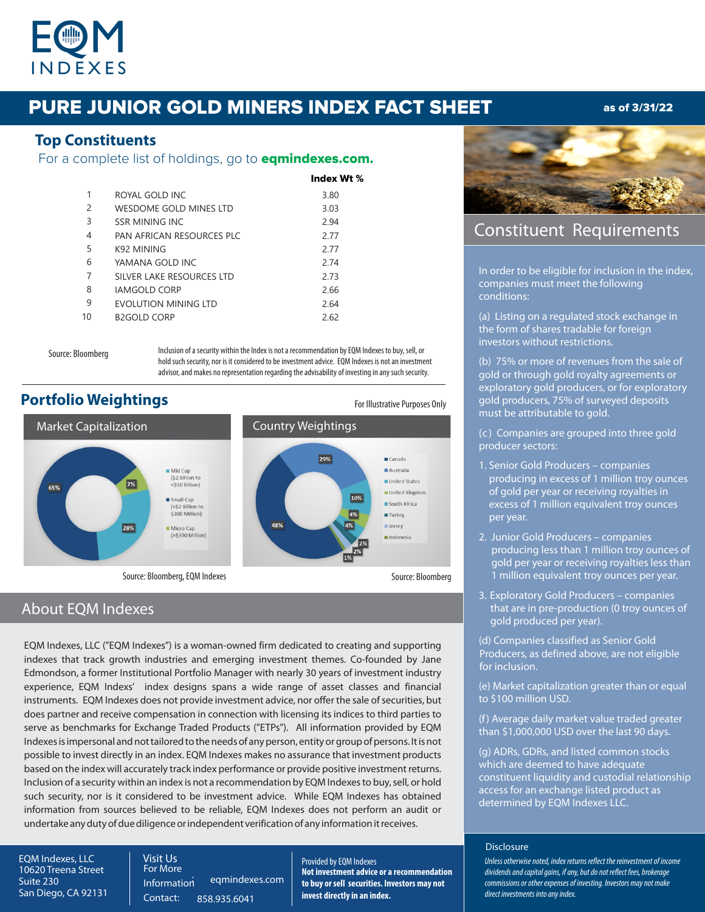# PURE JUNIOR GOLD MINERS INDEX FACT SHEET

as of 3/31/22

## Top Constituents

For a complete list of holdings, go to **eqmindexes.com.**

| | | Index Wt % |
|---|---|---|
| 1 | ROYAL GOLD INC | 3.80 |
| 2 | WESDOME GOLD MINES LTD | 3.03 |
| 3 | SSR MINING INC | 2.94 |
| 4 | PAN AFRICAN RESOURCES PLC | 2.77 |
| 5 | K92 MINING | 2.77 |
| 6 | YAMANA GOLD INC | 2.74 |
| 7 | SILVER LAKE RESOURCES LTD | 2.73 |
| 8 | IAMGOLD CORP | 2.66 |
| 9 | EVOLUTION MINING LTD | 2.64 |
| 10 | B2GOLD CORP | 2.62 |

Source: Bloomberg

Inclusion of a security within the Index is not a recommendation by EQM Indexes to buy, sell, or hold such security, nor is it considered to be investment advice. EQM Indexes is not an investment advisor, and makes no representation regarding the advisability of investing in any such security.

## Portfolio Weightings

For Illustrative Purposes Only

### Market Capitalization

65%
7%
28%

Mid Cap ($2 Billion to <$10 Billion)
Small Cap (<$2 Billion to $300 Million)
Micro Cap (>$300 Million)

Source: Bloomberg, EQM Indexes

### Country Weightings

29%
10%
4%
4%
48%
2%
2%
1%

Canada
Australia
United States
United Kingdom
South Africa
Turkey
Jersey
Indonesia

Source: Bloomberg

## Constituent Requirements

In order to be eligible for inclusion in the index, companies must meet the following conditions:

(a) Listing on a regulated stock exchange in the form of shares tradable for foreign investors without restrictions.

(b) 75% or more of revenues from the sale of gold or through gold royalty agreements or exploratory gold producers, or for exploratory gold producers, 75% of surveyed deposits must be attributable to gold.

(c) Companies are grouped into three gold producer sectors:

1. Senior Gold Producers – companies producing in excess of 1 million troy ounces of gold per year or receiving royalties in excess of 1 million equivalent troy ounces per year.
2. Junior Gold Producers – companies producing less than 1 million troy ounces of gold per year or receiving royalties less than 1 million equivalent troy ounces per year.
3. Exploratory Gold Producers – companies that are in pre-production (0 troy ounces of gold produced per year).

(d) Companies classified as Senior Gold Producers, as defined above, are not eligible for inclusion.

(e) Market capitalization greater than or equal to $100 million USD.

(f) Average daily market value traded greater than $1,000,000 USD over the last 90 days.

(g) ADRs, GDRs, and listed common stocks which are deemed to have adequate constituent liquidity and custodial relationship access for an exchange listed product as determined by EQM Indexes LLC.

## About EQM Indexes

EQM Indexes, LLC ("EQM Indexes") is a woman-owned firm dedicated to creating and supporting indexes that track growth industries and emerging investment themes. Co-founded by Jane Edmondson, a former Institutional Portfolio Manager with nearly 30 years of investment industry experience, EQM Indexes' index designs spans a wide range of asset classes and financial instruments. EQM Indexes does not provide investment advice, nor offer the sale of securities, but does partner and receive compensation in connection with licensing its indices to third parties to serve as benchmarks for Exchange Traded Products ("ETPs"). All information provided by EQM Indexes is impersonal and not tailored to the needs of any person, entity or group of persons. It is not possible to invest directly in an index. EQM Indexes makes no assurance that investment products based on the index will accurately track index performance or provide positive investment returns. Inclusion of a security within an index is not a recommendation by EQM Indexes to buy, sell, or hold such security, nor is it considered to be investment advice. While EQM Indexes has obtained information from sources believed to be reliable, EQM Indexes does not perform an audit or undertake any duty of due diligence or independent verification of any information it receives.

### Disclosure

*Unless otherwise noted, index returns reflect the reinvestment of income dividends and capital gains, if any, but do not reflect fees, brokerage commissions or other expenses of investing. Investors may not make direct investments into any index.*

EQM Indexes, LLC
10620 Treena Street
Suite 230
San Diego, CA 92131

Visit Us For More Information: eqmindexes.com
Contact: 858.935.6041

Provided by EQM Indexes
**Not investment advice or a recommendation to buy or sell securities. Investors may not invest directly in an index.**